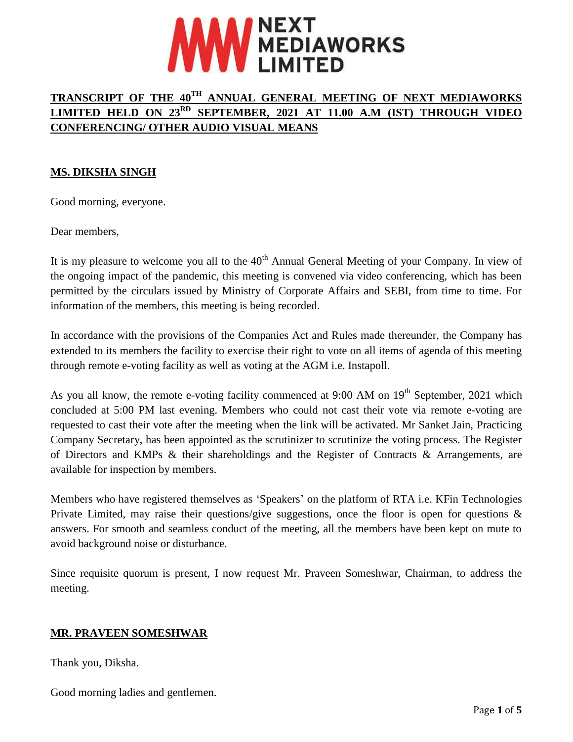**NEXT MEDIAWORKS LIMITED**

# TRANSCRIPT OF THE 40TH ANNUAL GENERAL MEETING OF NEXT MEDIAWORKS LIMITED HELD ON 23RD SEPTEMBER, 2021 AT 11.00 A.M (IST) THROUGH VIDEO CONFERENCING/ OTHER AUDIO VISUAL MEANS

## MS. DIKSHA SINGH

Good morning, everyone.

Dear members,

It is my pleasure to welcome you all to the 40th Annual General Meeting of your Company. In view of the ongoing impact of the pandemic, this meeting is convened via video conferencing, which has been permitted by the circulars issued by Ministry of Corporate Affairs and SEBI, from time to time. For information of the members, this meeting is being recorded.

In accordance with the provisions of the Companies Act and Rules made thereunder, the Company has extended to its members the facility to exercise their right to vote on all items of agenda of this meeting through remote e-voting facility as well as voting at the AGM i.e. Instapoll.

As you all know, the remote e-voting facility commenced at 9:00 AM on 19th September, 2021 which concluded at 5:00 PM last evening. Members who could not cast their vote via remote e-voting are requested to cast their vote after the meeting when the link will be activated. Mr Sanket Jain, Practicing Company Secretary, has been appointed as the scrutinizer to scrutinize the voting process. The Register of Directors and KMPs & their shareholdings and the Register of Contracts & Arrangements, are available for inspection by members.

Members who have registered themselves as 'Speakers' on the platform of RTA i.e. KFin Technologies Private Limited, may raise their questions/give suggestions, once the floor is open for questions & answers. For smooth and seamless conduct of the meeting, all the members have been kept on mute to avoid background noise or disturbance.

Since requisite quorum is present, I now request Mr. Praveen Someshwar, Chairman, to address the meeting.

## MR. PRAVEEN SOMESHWAR

Thank you, Diksha.

Good morning ladies and gentlemen.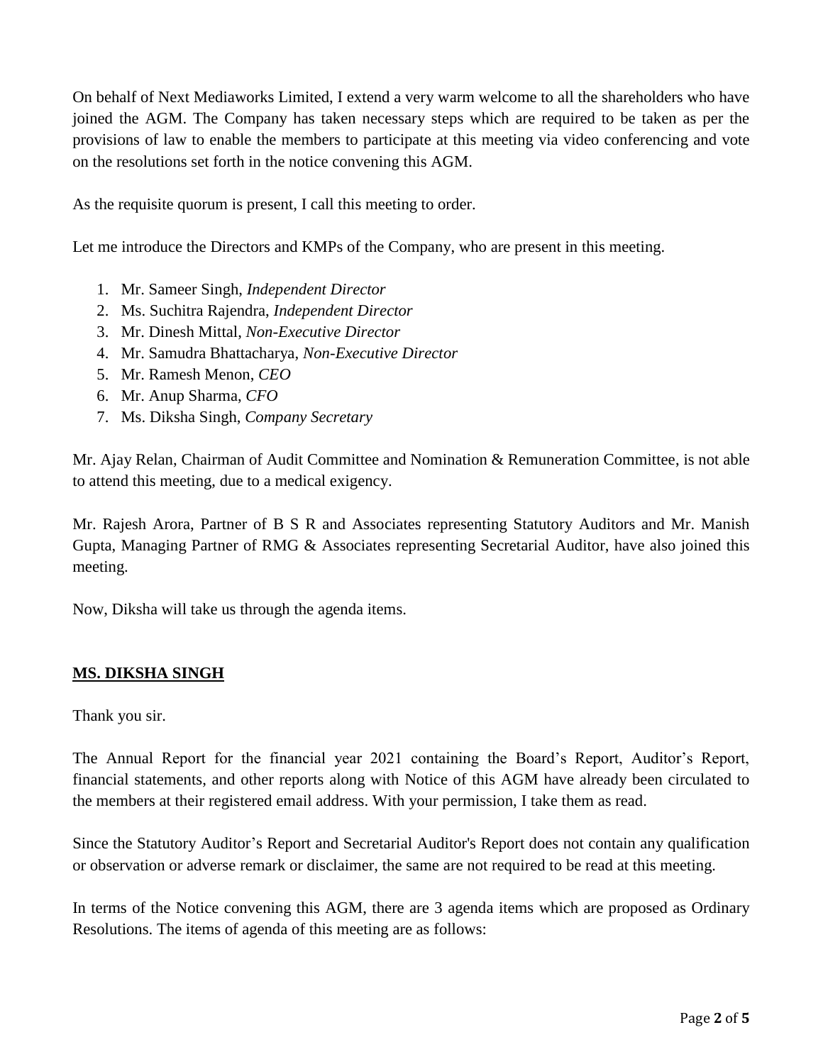On behalf of Next Mediaworks Limited, I extend a very warm welcome to all the shareholders who have joined the AGM. The Company has taken necessary steps which are required to be taken as per the provisions of law to enable the members to participate at this meeting via video conferencing and vote on the resolutions set forth in the notice convening this AGM.

As the requisite quorum is present, I call this meeting to order.

Let me introduce the Directors and KMPs of the Company, who are present in this meeting.

1. Mr. Sameer Singh, *Independent Director*
2. Ms. Suchitra Rajendra, *Independent Director*
3. Mr. Dinesh Mittal, *Non-Executive Director*
4. Mr. Samudra Bhattacharya, *Non-Executive Director*
5. Mr. Ramesh Menon, *CEO*
6. Mr. Anup Sharma, *CFO*
7. Ms. Diksha Singh, *Company Secretary*

Mr. Ajay Relan, Chairman of Audit Committee and Nomination & Remuneration Committee, is not able to attend this meeting, due to a medical exigency.

Mr. Rajesh Arora, Partner of B S R and Associates representing Statutory Auditors and Mr. Manish Gupta, Managing Partner of RMG & Associates representing Secretarial Auditor, have also joined this meeting.

Now, Diksha will take us through the agenda items.

## MS. DIKSHA SINGH

Thank you sir.

The Annual Report for the financial year 2021 containing the Board's Report, Auditor's Report, financial statements, and other reports along with Notice of this AGM have already been circulated to the members at their registered email address. With your permission, I take them as read.

Since the Statutory Auditor's Report and Secretarial Auditor's Report does not contain any qualification or observation or adverse remark or disclaimer, the same are not required to be read at this meeting.

In terms of the Notice convening this AGM, there are 3 agenda items which are proposed as Ordinary Resolutions. The items of agenda of this meeting are as follows: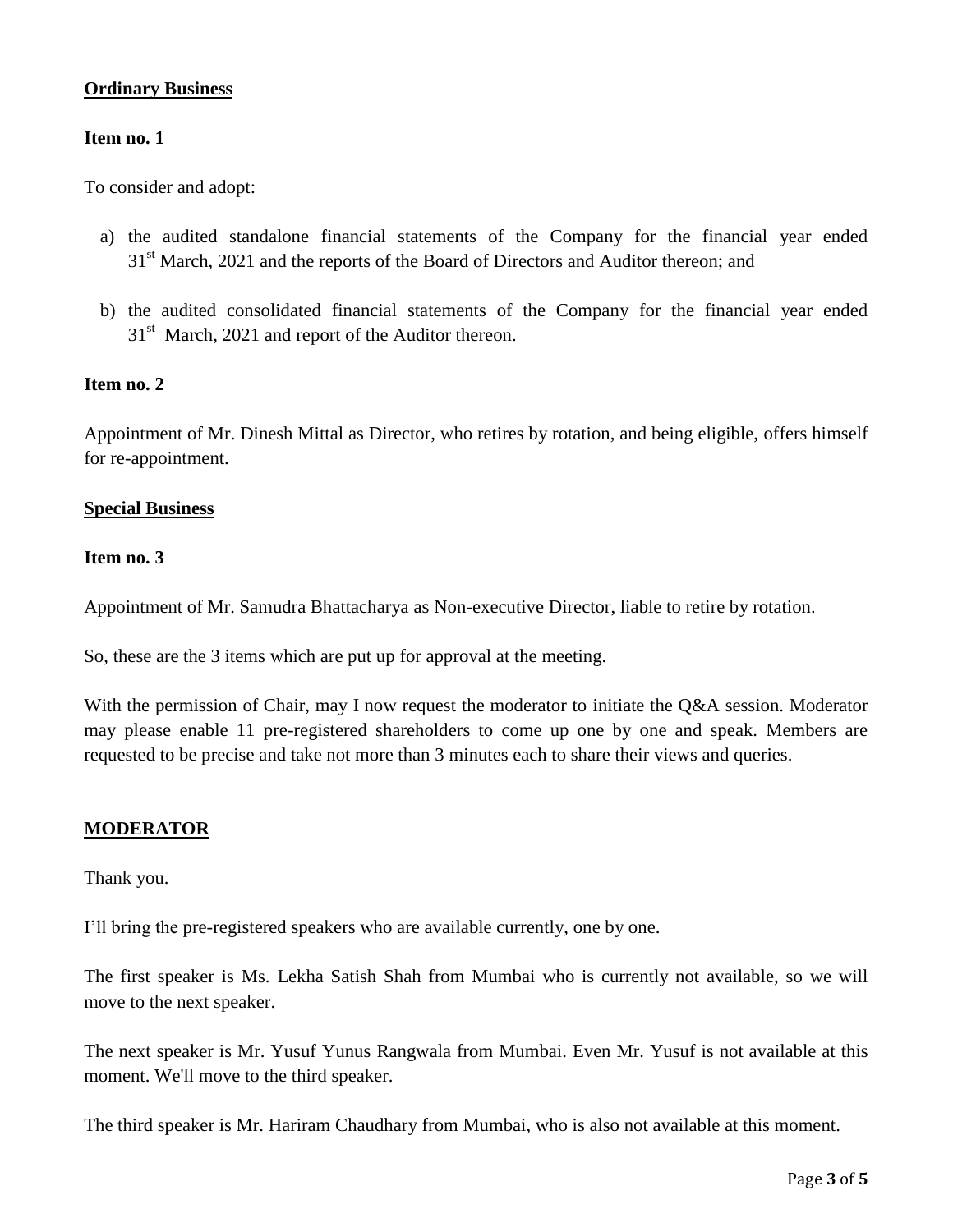**Ordinary Business**

**Item no. 1**

To consider and adopt:

a) the audited standalone financial statements of the Company for the financial year ended 31st March, 2021 and the reports of the Board of Directors and Auditor thereon; and

b) the audited consolidated financial statements of the Company for the financial year ended 31st March, 2021 and report of the Auditor thereon.

**Item no. 2**

Appointment of Mr. Dinesh Mittal as Director, who retires by rotation, and being eligible, offers himself for re-appointment.

**Special Business**

**Item no. 3**

Appointment of Mr. Samudra Bhattacharya as Non-executive Director, liable to retire by rotation.

So, these are the 3 items which are put up for approval at the meeting.

With the permission of Chair, may I now request the moderator to initiate the Q&A session. Moderator may please enable 11 pre-registered shareholders to come up one by one and speak. Members are requested to be precise and take not more than 3 minutes each to share their views and queries.

**MODERATOR**

Thank you.

I'll bring the pre-registered speakers who are available currently, one by one.

The first speaker is Ms. Lekha Satish Shah from Mumbai who is currently not available, so we will move to the next speaker.

The next speaker is Mr. Yusuf Yunus Rangwala from Mumbai. Even Mr. Yusuf is not available at this moment. We'll move to the third speaker.

The third speaker is Mr. Hariram Chaudhary from Mumbai, who is also not available at this moment.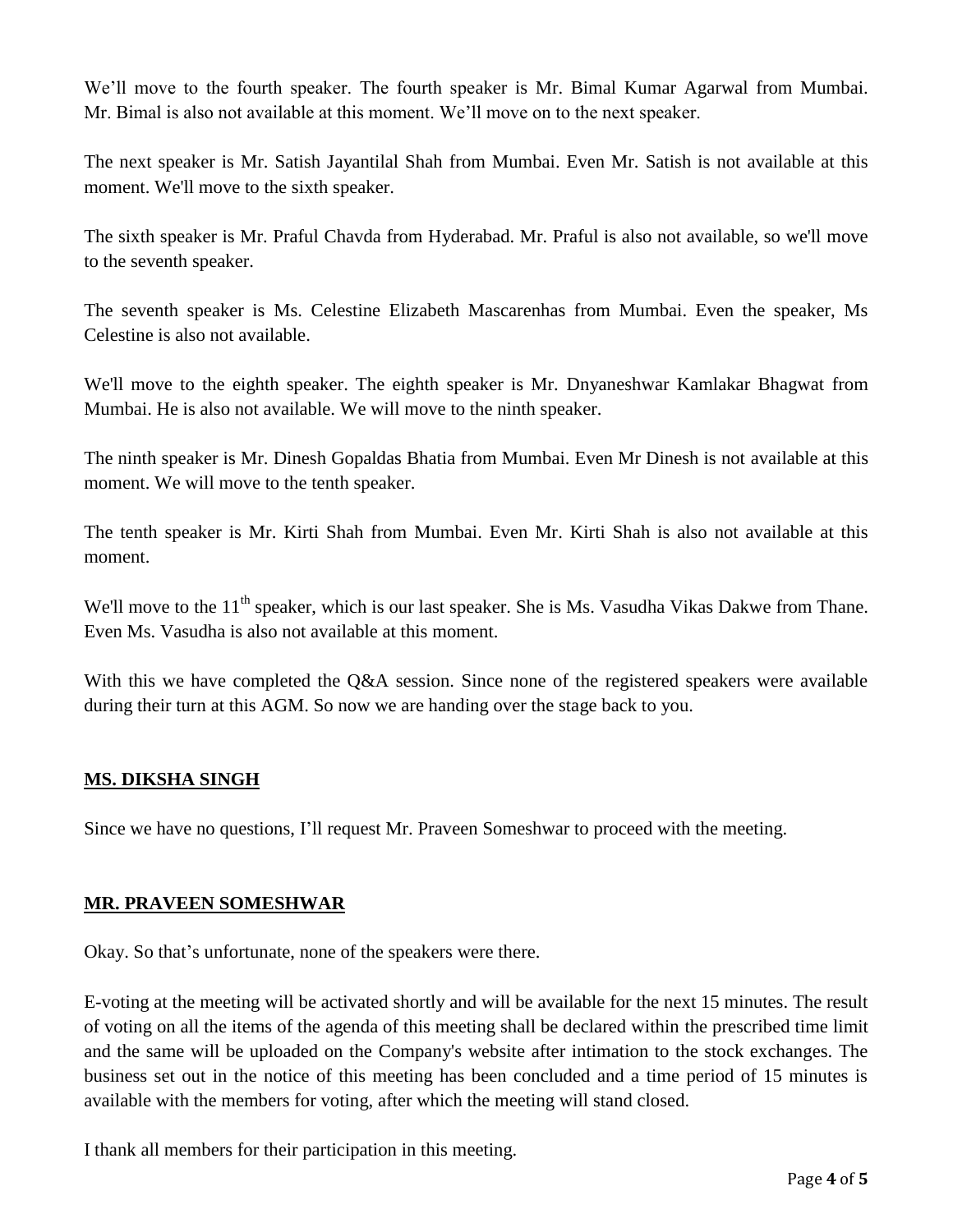We'll move to the fourth speaker. The fourth speaker is Mr. Bimal Kumar Agarwal from Mumbai. Mr. Bimal is also not available at this moment. We'll move on to the next speaker.

The next speaker is Mr. Satish Jayantilal Shah from Mumbai. Even Mr. Satish is not available at this moment. We'll move to the sixth speaker.

The sixth speaker is Mr. Praful Chavda from Hyderabad. Mr. Praful is also not available, so we'll move to the seventh speaker.

The seventh speaker is Ms. Celestine Elizabeth Mascarenhas from Mumbai. Even the speaker, Ms Celestine is also not available.

We'll move to the eighth speaker. The eighth speaker is Mr. Dnyaneshwar Kamlakar Bhagwat from Mumbai. He is also not available. We will move to the ninth speaker.

The ninth speaker is Mr. Dinesh Gopaldas Bhatia from Mumbai. Even Mr Dinesh is not available at this moment. We will move to the tenth speaker.

The tenth speaker is Mr. Kirti Shah from Mumbai. Even Mr. Kirti Shah is also not available at this moment.

We'll move to the 11th speaker, which is our last speaker. She is Ms. Vasudha Vikas Dakwe from Thane. Even Ms. Vasudha is also not available at this moment.

With this we have completed the Q&A session. Since none of the registered speakers were available during their turn at this AGM. So now we are handing over the stage back to you.

**MS. DIKSHA SINGH**

Since we have no questions, I'll request Mr. Praveen Someshwar to proceed with the meeting.

**MR. PRAVEEN SOMESHWAR**

Okay. So that's unfortunate, none of the speakers were there.

E-voting at the meeting will be activated shortly and will be available for the next 15 minutes. The result of voting on all the items of the agenda of this meeting shall be declared within the prescribed time limit and the same will be uploaded on the Company's website after intimation to the stock exchanges. The business set out in the notice of this meeting has been concluded and a time period of 15 minutes is available with the members for voting, after which the meeting will stand closed.

I thank all members for their participation in this meeting.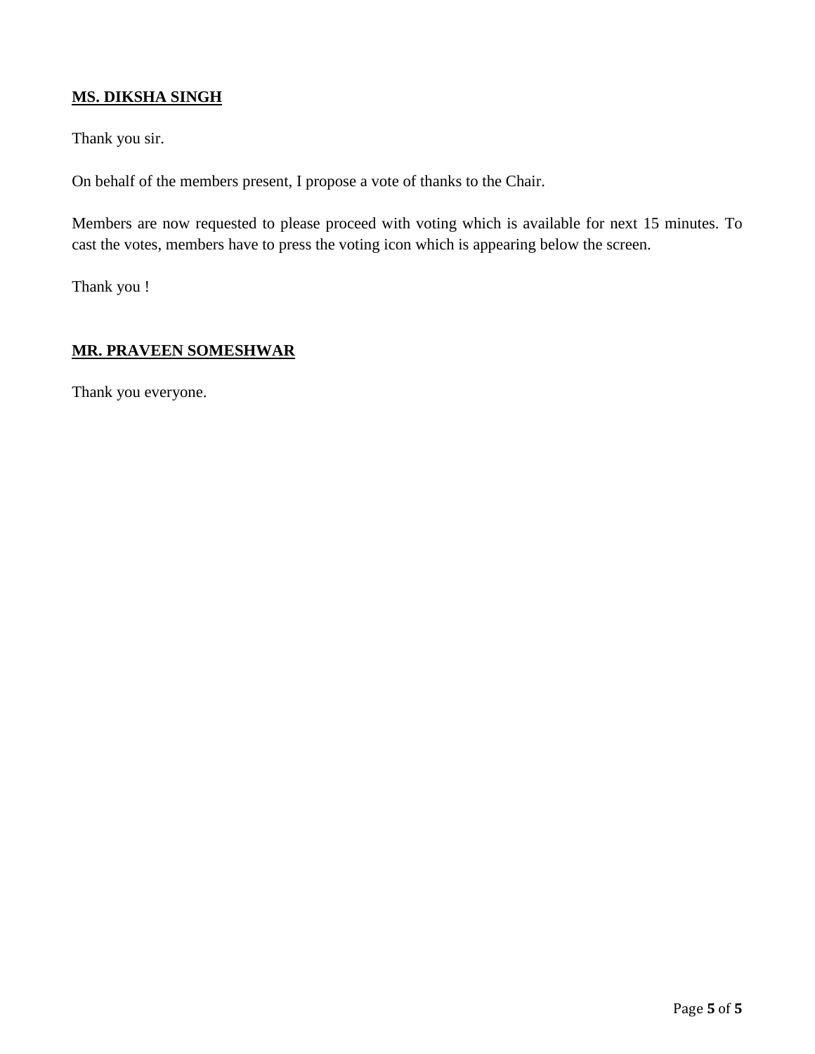**<u>MS. DIKSHA SINGH</u>**

Thank you sir.

On behalf of the members present, I propose a vote of thanks to the Chair.

Members are now requested to please proceed with voting which is available for next 15 minutes. To cast the votes, members have to press the voting icon which is appearing below the screen.

Thank you !

**<u>MR. PRAVEEN SOMESHWAR</u>**

Thank you everyone.